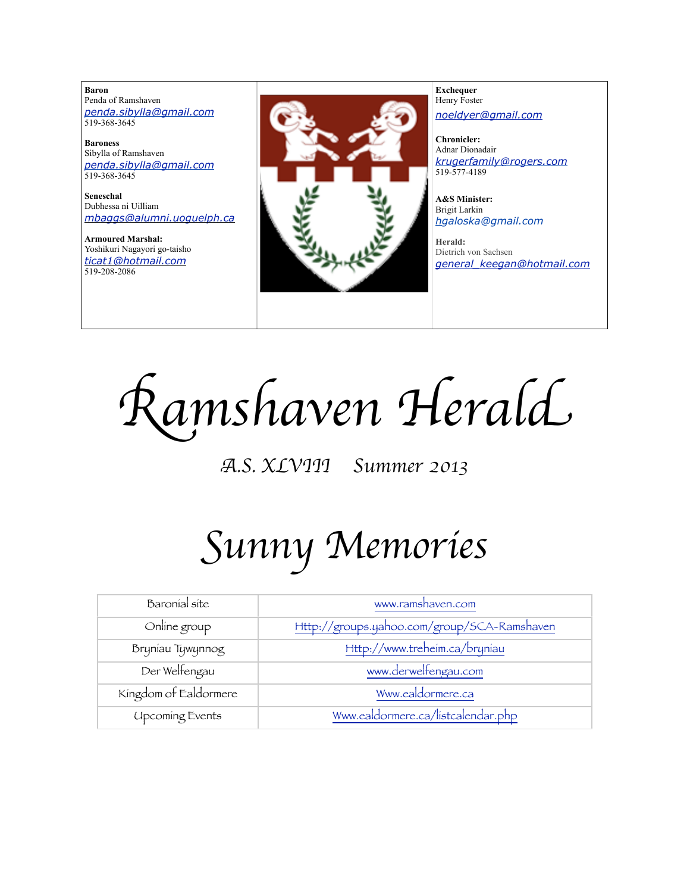**Baron**
Penda of Ramshaven
penda.sibylla@gmail.com
519-368-3645

**Baroness**
Sibylla of Ramshaven
penda.sibylla@gmail.com
519-368-3645

**Seneschal**
Dubhessa ni Uilliam
mbaggs@alumni.uoguelph.ca

**Armoured Marshal:**
Yoshikuri Nagayori go-taisho
ticat1@hotmail.com
519-208-2086

**Exchequer**
Henry Foster
noeldyer@gmail.com

**Chronicler:**
Adnar Dionadair
krugerfamily@rogers.com
519-577-4189

**A&S Minister:**
Brigit Larkin
hgaloska@gmail.com

**Herald:**
Dietrich von Sachsen
general_keegan@hotmail.com

# Ramshaven Herald

*A.S. XLVIII Summer 2013*

# Sunny Memories

| Baronial site | www.ramshaven.com |
|---|---|
| Online group | Http://groups.yahoo.com/group/SCA-Ramshaven |
| Bryniau Tywynnog | Http://www.treheim.ca/bryniau |
| Der Welfengau | www.derwelfengau.com |
| Kingdom of Ealdormere | Www.ealdormere.ca |
| Upcoming Events | Www.ealdormere.ca/listcalendar.php |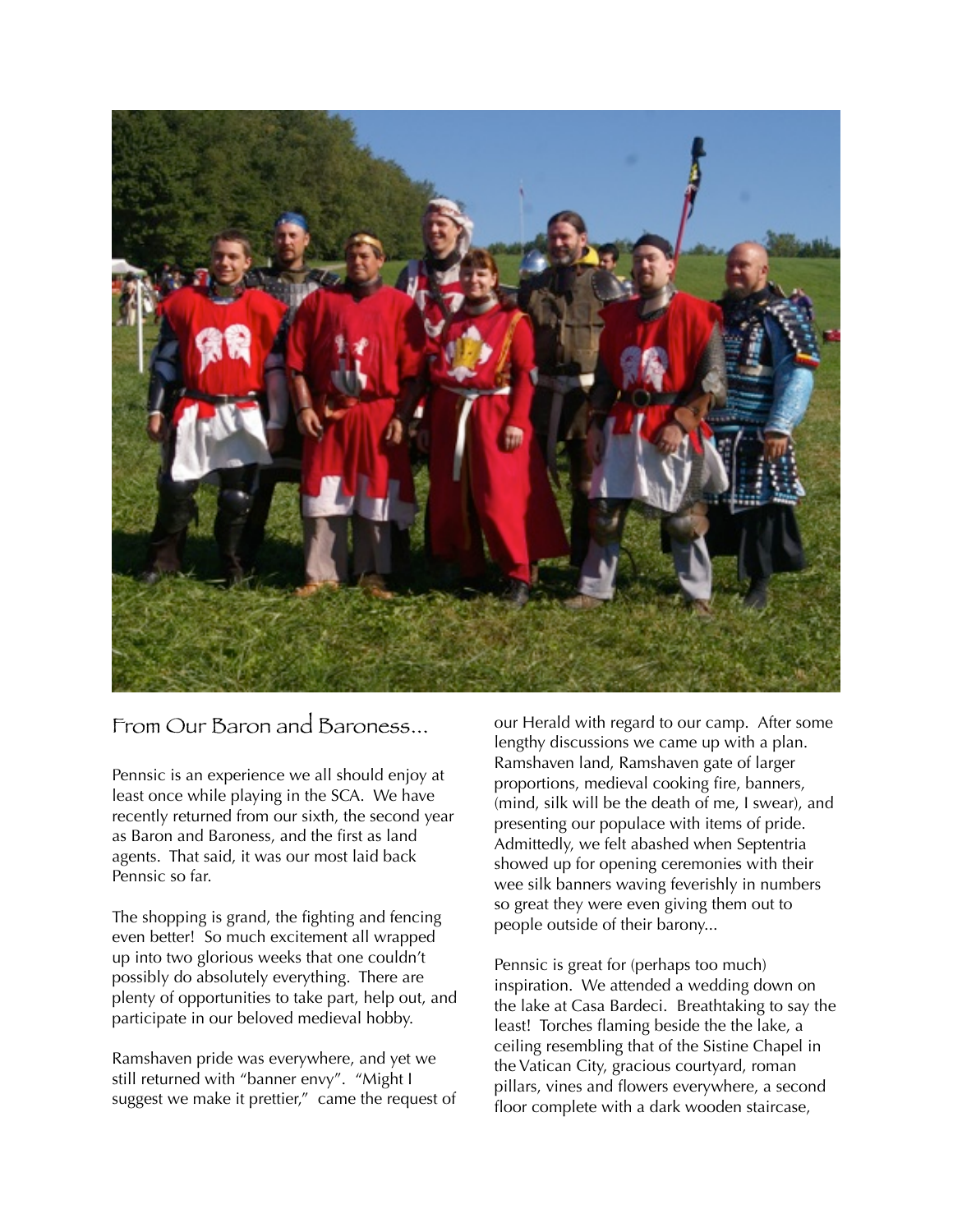## From Our Baron and Baroness...

Pennsic is an experience we all should enjoy at least once while playing in the SCA. We have recently returned from our sixth, the second year as Baron and Baroness, and the first as land agents. That said, it was our most laid back Pennsic so far.

The shopping is grand, the fighting and fencing even better! So much excitement all wrapped up into two glorious weeks that one couldn't possibly do absolutely everything. There are plenty of opportunities to take part, help out, and participate in our beloved medieval hobby.

Ramshaven pride was everywhere, and yet we still returned with "banner envy". "Might I suggest we make it prettier," came the request of our Herald with regard to our camp. After some lengthy discussions we came up with a plan. Ramshaven land, Ramshaven gate of larger proportions, medieval cooking fire, banners, (mind, silk will be the death of me, I swear), and presenting our populace with items of pride. Admittedly, we felt abashed when Septentria showed up for opening ceremonies with their wee silk banners waving feverishly in numbers so great they were even giving them out to people outside of their barony...

Pennsic is great for (perhaps too much) inspiration. We attended a wedding down on the lake at Casa Bardeci. Breathtaking to say the least! Torches flaming beside the the lake, a ceiling resembling that of the Sistine Chapel in the Vatican City, gracious courtyard, roman pillars, vines and flowers everywhere, a second floor complete with a dark wooden staircase,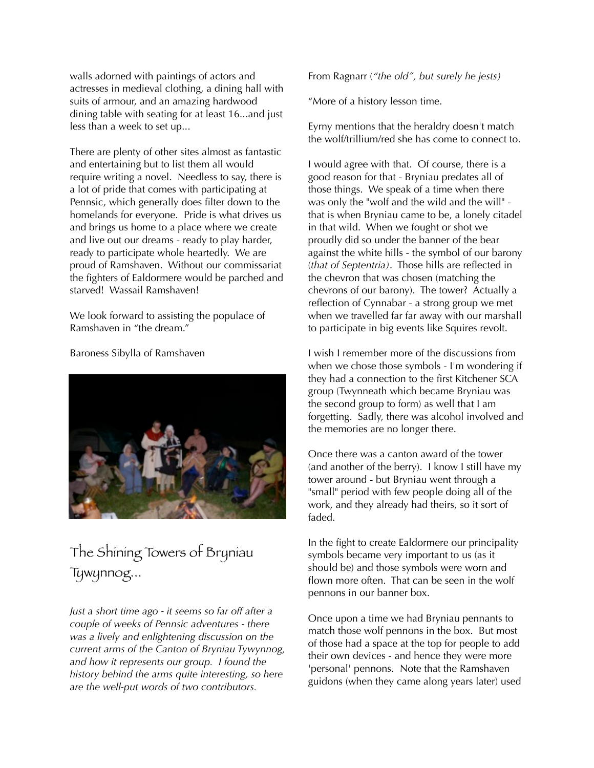walls adorned with paintings of actors and actresses in medieval clothing, a dining hall with suits of armour, and an amazing hardwood dining table with seating for at least 16...and just less than a week to set up...

There are plenty of other sites almost as fantastic and entertaining but to list them all would require writing a novel. Needless to say, there is a lot of pride that comes with participating at Pennsic, which generally does filter down to the homelands for everyone. Pride is what drives us and brings us home to a place where we create and live out our dreams - ready to play harder, ready to participate whole heartedly. We are proud of Ramshaven. Without our commissariat the fighters of Ealdormere would be parched and starved! Wassail Ramshaven!

We look forward to assisting the populace of Ramshaven in "the dream."

Baroness Sibylla of Ramshaven

## The Shining Towers of Bryniau Tywynnog...

*Just a short time ago - it seems so far off after a couple of weeks of Pennsic adventures - there was a lively and enlightening discussion on the current arms of the Canton of Bryniau Tywynnog, and how it represents our group. I found the history behind the arms quite interesting, so here are the well-put words of two contributors.*

From Ragnarr (*"the old", but surely he jests)*

"More of a history lesson time.

Eyrny mentions that the heraldry doesn't match the wolf/trillium/red she has come to connect to.

I would agree with that. Of course, there is a good reason for that - Bryniau predates all of those things. We speak of a time when there was only the "wolf and the wild and the will" - that is when Bryniau came to be, a lonely citadel in that wild. When we fought or shot we proudly did so under the banner of the bear against the white hills - the symbol of our barony (*that of Septentria)*. Those hills are reflected in the chevron that was chosen (matching the chevrons of our barony). The tower? Actually a reflection of Cynnabar - a strong group we met when we travelled far far away with our marshall to participate in big events like Squires revolt.

I wish I remember more of the discussions from when we chose those symbols - I'm wondering if they had a connection to the first Kitchener SCA group (Twynneath which became Bryniau was the second group to form) as well that I am forgetting. Sadly, there was alcohol involved and the memories are no longer there.

Once there was a canton award of the tower (and another of the berry). I know I still have my tower around - but Bryniau went through a "small" period with few people doing all of the work, and they already had theirs, so it sort of faded.

In the fight to create Ealdormere our principality symbols became very important to us (as it should be) and those symbols were worn and flown more often. That can be seen in the wolf pennons in our banner box.

Once upon a time we had Bryniau pennants to match those wolf pennons in the box. But most of those had a space at the top for people to add their own devices - and hence they were more 'personal' pennons. Note that the Ramshaven guidons (when they came along years later) used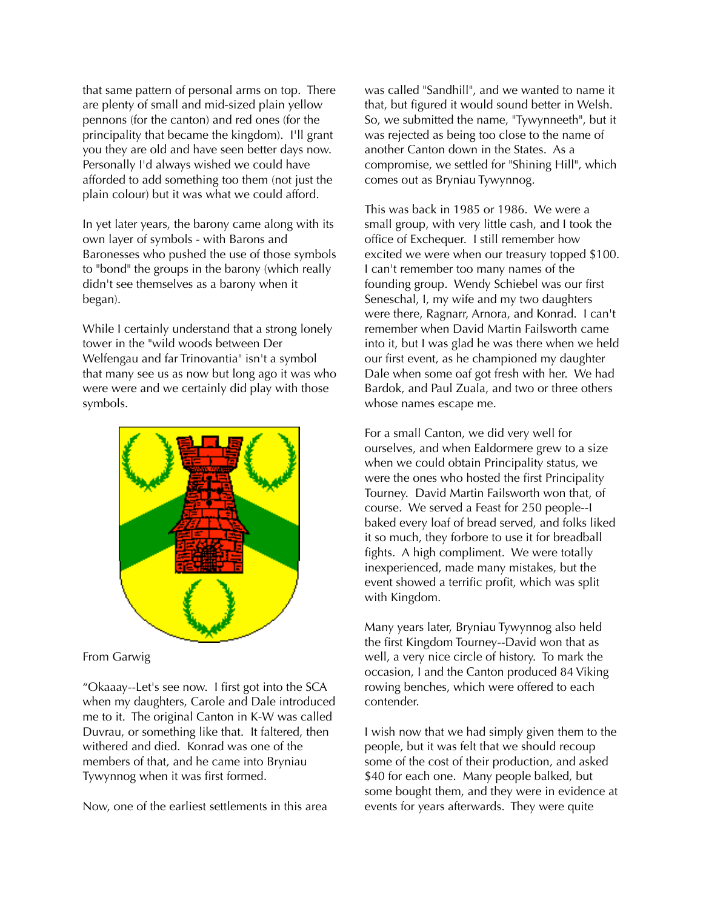that same pattern of personal arms on top. There are plenty of small and mid-sized plain yellow pennons (for the canton) and red ones (for the principality that became the kingdom). I'll grant you they are old and have seen better days now. Personally I'd always wished we could have afforded to add something too them (not just the plain colour) but it was what we could afford.

In yet later years, the barony came along with its own layer of symbols - with Barons and Baronesses who pushed the use of those symbols to "bond" the groups in the barony (which really didn't see themselves as a barony when it began).

While I certainly understand that a strong lonely tower in the "wild woods between Der Welfengau and far Trinovantia" isn't a symbol that many see us as now but long ago it was who were were and we certainly did play with those symbols.

From Garwig

"Okaaay--Let's see now. I first got into the SCA when my daughters, Carole and Dale introduced me to it. The original Canton in K-W was called Duvrau, or something like that. It faltered, then withered and died. Konrad was one of the members of that, and he came into Bryniau Tywynnog when it was first formed.

Now, one of the earliest settlements in this area was called "Sandhill", and we wanted to name it that, but figured it would sound better in Welsh. So, we submitted the name, "Tywynneeth", but it was rejected as being too close to the name of another Canton down in the States. As a compromise, we settled for "Shining Hill", which comes out as Bryniau Tywynnog.

This was back in 1985 or 1986. We were a small group, with very little cash, and I took the office of Exchequer. I still remember how excited we were when our treasury topped $100. I can't remember too many names of the founding group. Wendy Schiebel was our first Seneschal, I, my wife and my two daughters were there, Ragnarr, Arnora, and Konrad. I can't remember when David Martin Failsworth came into it, but I was glad he was there when we held our first event, as he championed my daughter Dale when some oaf got fresh with her. We had Bardok, and Paul Zuala, and two or three others whose names escape me.

For a small Canton, we did very well for ourselves, and when Ealdormere grew to a size when we could obtain Principality status, we were the ones who hosted the first Principality Tourney. David Martin Failsworth won that, of course. We served a Feast for 250 people--I baked every loaf of bread served, and folks liked it so much, they forbore to use it for breadball fights. A high compliment. We were totally inexperienced, made many mistakes, but the event showed a terrific profit, which was split with Kingdom.

Many years later, Bryniau Tywynnog also held the first Kingdom Tourney--David won that as well, a very nice circle of history. To mark the occasion, I and the Canton produced 84 Viking rowing benches, which were offered to each contender.

I wish now that we had simply given them to the people, but it was felt that we should recoup some of the cost of their production, and asked $40 for each one. Many people balked, but some bought them, and they were in evidence at events for years afterwards. They were quite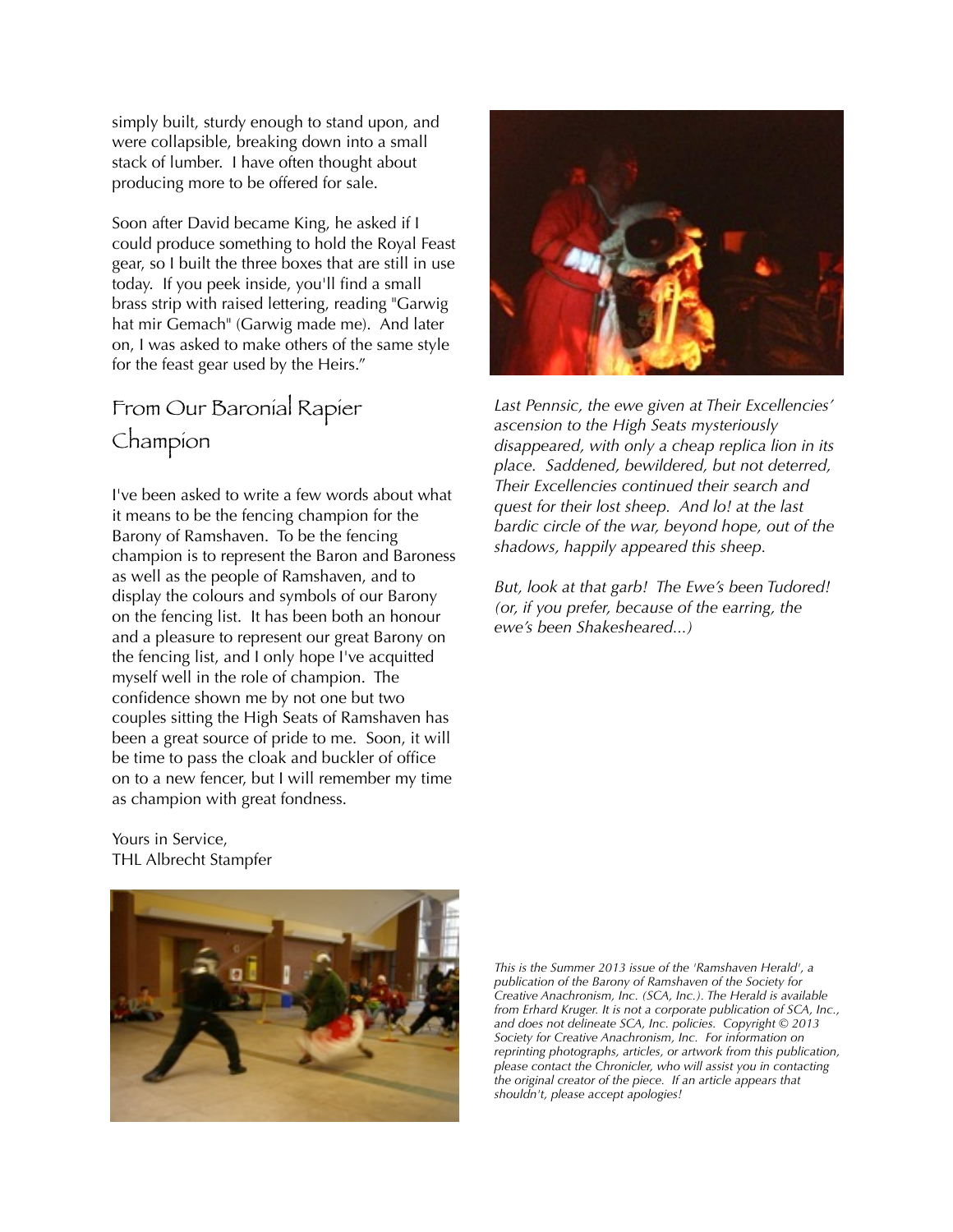simply built, sturdy enough to stand upon, and were collapsible, breaking down into a small stack of lumber. I have often thought about producing more to be offered for sale.

Soon after David became King, he asked if I could produce something to hold the Royal Feast gear, so I built the three boxes that are still in use today. If you peek inside, you'll find a small brass strip with raised lettering, reading "Garwig hat mir Gemach" (Garwig made me). And later on, I was asked to make others of the same style for the feast gear used by the Heirs."

## From Our Baronial Rapier Champion

I've been asked to write a few words about what it means to be the fencing champion for the Barony of Ramshaven. To be the fencing champion is to represent the Baron and Baroness as well as the people of Ramshaven, and to display the colours and symbols of our Barony on the fencing list. It has been both an honour and a pleasure to represent our great Barony on the fencing list, and I only hope I've acquitted myself well in the role of champion. The confidence shown me by not one but two couples sitting the High Seats of Ramshaven has been a great source of pride to me. Soon, it will be time to pass the cloak and buckler of office on to a new fencer, but I will remember my time as champion with great fondness.

Yours in Service,
THL Albrecht Stampfer

*Last Pennsic, the ewe given at Their Excellencies' ascension to the High Seats mysteriously disappeared, with only a cheap replica lion in its place. Saddened, bewildered, but not deterred, Their Excellencies continued their search and quest for their lost sheep. And lo! at the last bardic circle of the war, beyond hope, out of the shadows, happily appeared this sheep.*

*But, look at that garb! The Ewe's been Tudored! (or, if you prefer, because of the earring, the ewe's been Shakesheared...)*

*This is the Summer 2013 issue of the 'Ramshaven Herald', a publication of the Barony of Ramshaven of the Society for Creative Anachronism, Inc. (SCA, Inc.). The Herald is available from Erhard Kruger. It is not a corporate publication of SCA, Inc., and does not delineate SCA, Inc. policies. Copyright © 2013 Society for Creative Anachronism, Inc. For information on reprinting photographs, articles, or artwork from this publication, please contact the Chronicler, who will assist you in contacting the original creator of the piece. If an article appears that shouldn't, please accept apologies!*